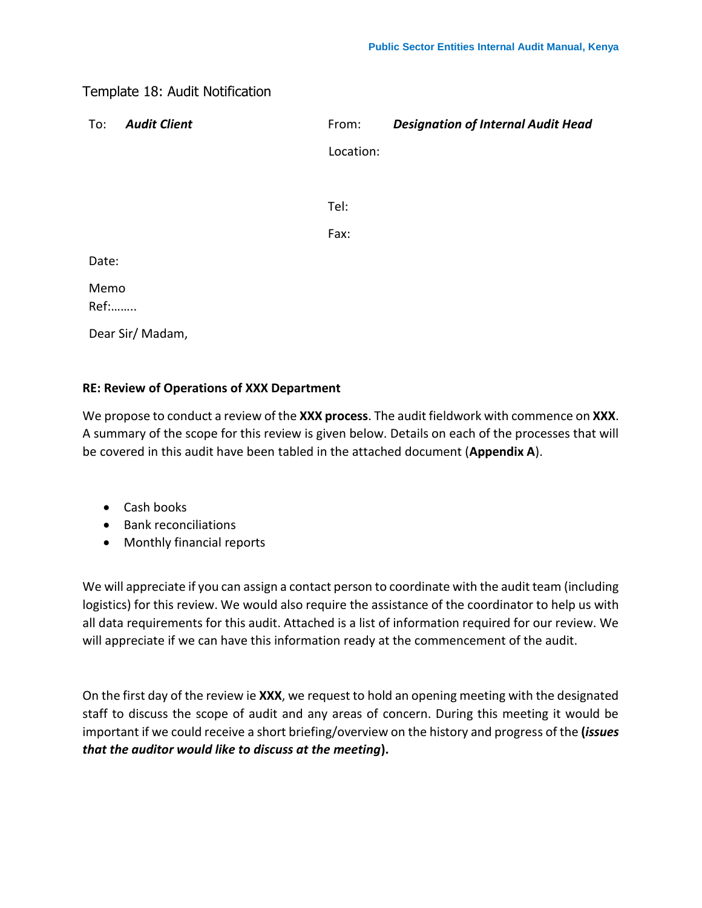Template 18: Audit Notification

| To: | ***Audit Client*** | From: | ***Designation of Internal Audit Head*** |
| --- | --- | --- | --- |
| | | Location: | |
| | | Tel: | |
| | | Fax: | |

Date:

Memo Ref:……..

Dear Sir/ Madam,

**RE: Review of Operations of XXX Department**

We propose to conduct a review of the **XXX process**. The audit fieldwork with commence on **XXX**. A summary of the scope for this review is given below. Details on each of the processes that will be covered in this audit have been tabled in the attached document (**Appendix A**).

- Cash books
- Bank reconciliations
- Monthly financial reports

We will appreciate if you can assign a contact person to coordinate with the audit team (including logistics) for this review. We would also require the assistance of the coordinator to help us with all data requirements for this audit. Attached is a list of information required for our review. We will appreciate if we can have this information ready at the commencement of the audit.

On the first day of the review ie **XXX**, we request to hold an opening meeting with the designated staff to discuss the scope of audit and any areas of concern. During this meeting it would be important if we could receive a short briefing/overview on the history and progress of the **(*issues that the auditor would like to discuss at the meeting*).**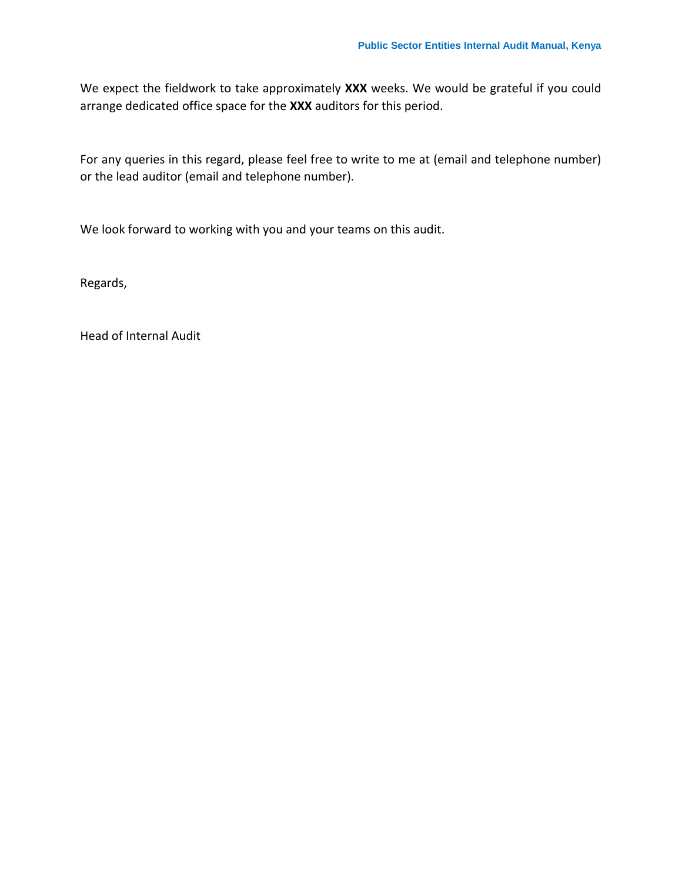We expect the fieldwork to take approximately **XXX** weeks. We would be grateful if you could arrange dedicated office space for the **XXX** auditors for this period.

For any queries in this regard, please feel free to write to me at (email and telephone number) or the lead auditor (email and telephone number).

We look forward to working with you and your teams on this audit.

Regards,

Head of Internal Audit